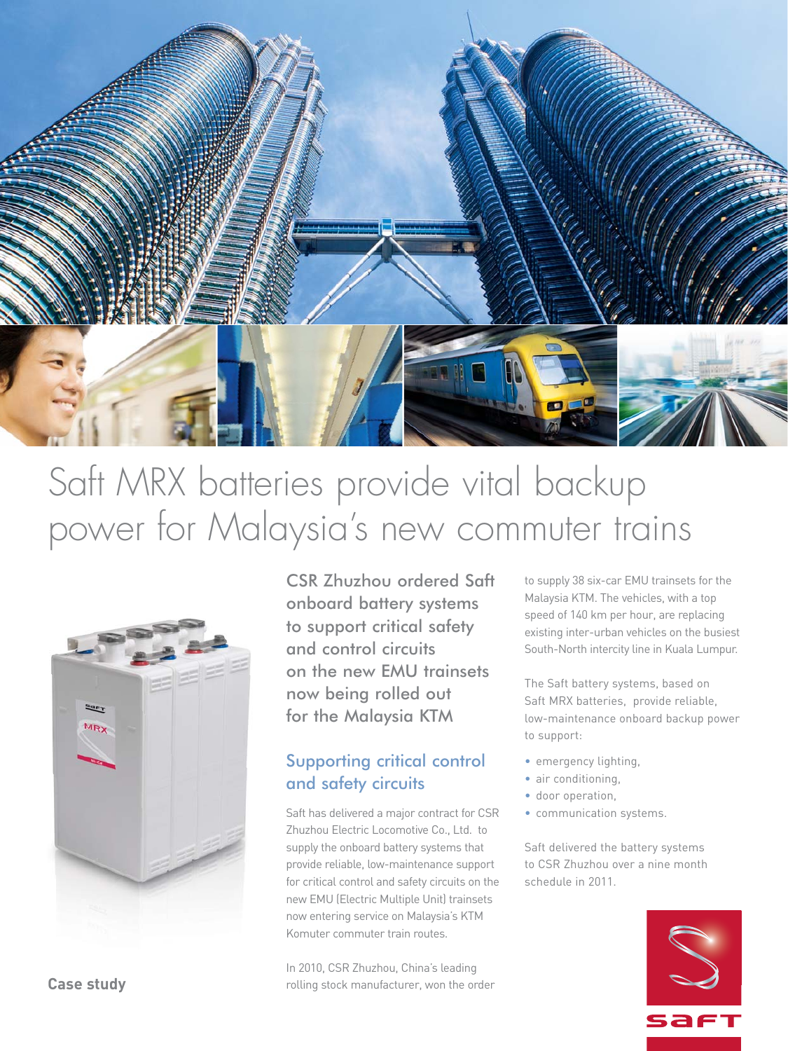# Saft MRX batteries provide vital backup power for Malaysia's new commuter trains

**Case study**

## CSR Zhuzhou ordered Saft onboard battery systems to support critical safety and control circuits on the new EMU trainsets now being rolled out for the Malaysia KTM

### Supporting critical control and safety circuits

Saft has delivered a major contract for CSR Zhuzhou Electric Locomotive Co., Ltd. to supply the onboard battery systems that provide reliable, low-maintenance support for critical control and safety circuits on the new EMU (Electric Multiple Unit) trainsets now entering service on Malaysia's KTM Komuter commuter train routes.

In 2010, CSR Zhuzhou, China's leading rolling stock manufacturer, won the order to supply 38 six-car EMU trainsets for the Malaysia KTM. The vehicles, with a top speed of 140 km per hour, are replacing existing inter-urban vehicles on the busiest South-North intercity line in Kuala Lumpur.

The Saft battery systems, based on Saft MRX batteries, provide reliable, low-maintenance onboard backup power to support:

- emergency lighting,
- air conditioning,
- door operation,
- communication systems.

Saft delivered the battery systems to CSR Zhuzhou over a nine month schedule in 2011.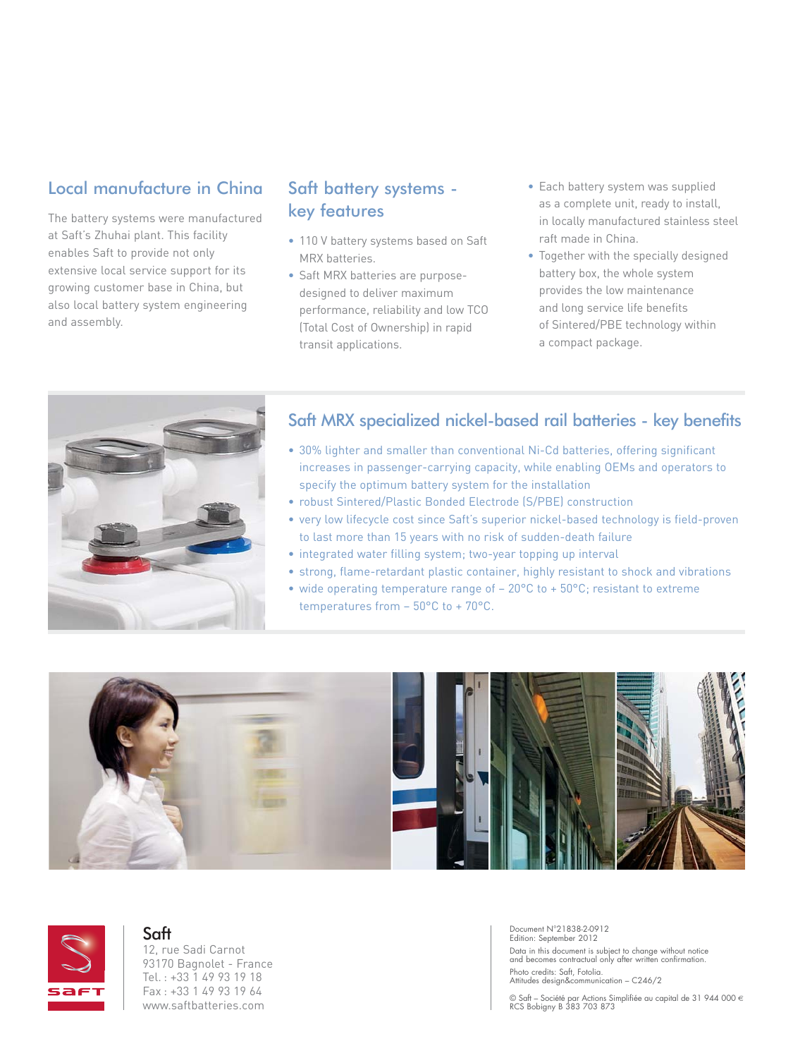## Local manufacture in China

The battery systems were manufactured at Saft's Zhuhai plant. This facility enables Saft to provide not only extensive local service support for its growing customer base in China, but also local battery system engineering and assembly.

## Saft battery systems - key features

- 110 V battery systems based on Saft MRX batteries.
- Saft MRX batteries are purpose-designed to deliver maximum performance, reliability and low TCO (Total Cost of Ownership) in rapid transit applications.
- Each battery system was supplied as a complete unit, ready to install, in locally manufactured stainless steel raft made in China.
- Together with the specially designed battery box, the whole system provides the low maintenance and long service life benefits of Sintered/PBE technology within a compact package.

## Saft MRX specialized nickel-based rail batteries - key benefits

- 30% lighter and smaller than conventional Ni-Cd batteries, offering significant increases in passenger-carrying capacity, while enabling OEMs and operators to specify the optimum battery system for the installation
- robust Sintered/Plastic Bonded Electrode (S/PBE) construction
- very low lifecycle cost since Saft's superior nickel-based technology is field-proven to last more than 15 years with no risk of sudden-death failure
- integrated water filling system; two-year topping up interval
- strong, flame-retardant plastic container, highly resistant to shock and vibrations
- wide operating temperature range of – 20°C to + 50°C; resistant to extreme temperatures from – 50°C to + 70°C.

**Saft**
12, rue Sadi Carnot
93170 Bagnolet - France
Tel. : +33 1 49 93 19 18
Fax : +33 1 49 93 19 64
www.saftbatteries.com

Document N°21838-2-0912
Edition: September 2012

Data in this document is subject to change without notice and becomes contractual only after written confirmation.

Photo credits: Saft, Fotolia.
Attitudes design&communication – C246/2

© Saft – Société par Actions Simplifiée au capital de 31 944 000 €
RCS Bobigny B 383 703 873